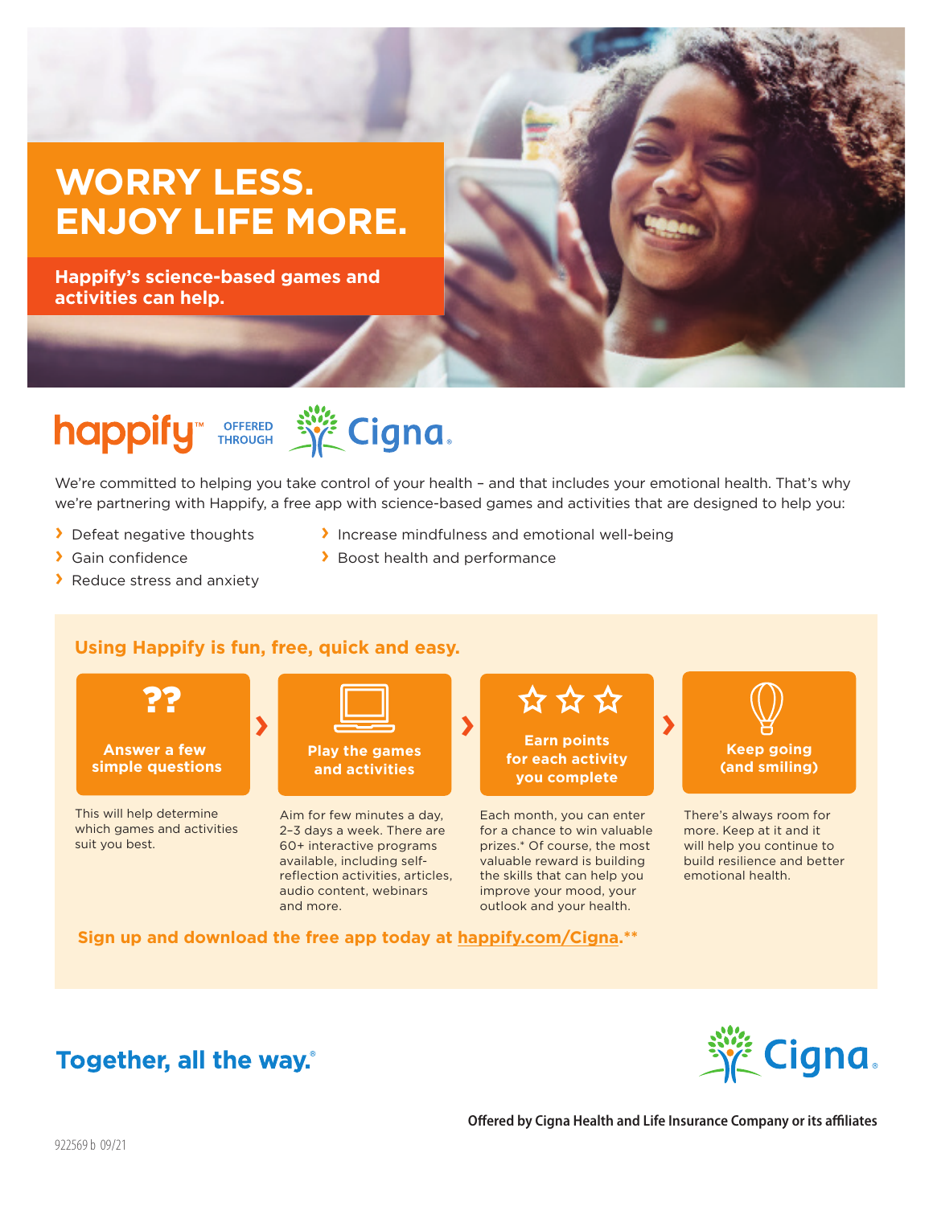# WORRY LESS. ENJOY LIFE MORE.

**Happify's science-based games and activities can help.**

happify™ OFFERED THROUGH Cigna.

We're committed to helping you take control of your health – and that includes your emotional health. That's why we're partnering with Happify, a free app with science-based games and activities that are designed to help you:

- Defeat negative thoughts
- Gain confidence
- Reduce stress and anxiety
- Increase mindfulness and emotional well-being
- Boost health and performance

## Using Happify is fun, free, quick and easy.

**Answer a few simple questions**

This will help determine which games and activities suit you best.

**Play the games and activities**

Aim for few minutes a day, 2–3 days a week. There are 60+ interactive programs available, including self-reflection activities, articles, audio content, webinars and more.

**Earn points for each activity you complete**

Each month, you can enter for a chance to win valuable prizes.* Of course, the most valuable reward is building the skills that can help you improve your mood, your outlook and your health.

**Keep going (and smiling)**

There's always room for more. Keep at it and it will help you continue to build resilience and better emotional health.

**Sign up and download the free app today at happify.com/Cigna.****

**Together, all the way.®**

Cigna.

**Offered by Cigna Health and Life Insurance Company or its affiliates**

922569 b 09/21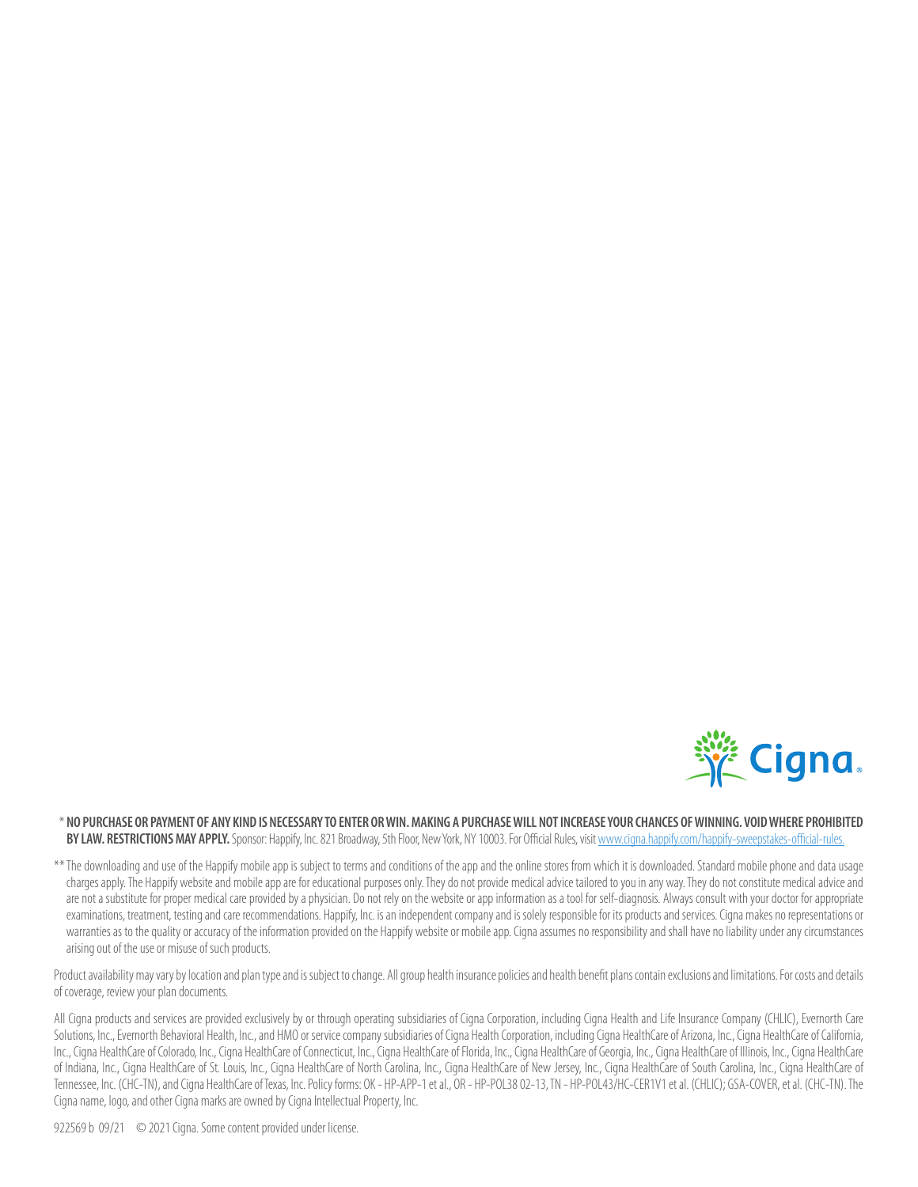\* **NO PURCHASE OR PAYMENT OF ANY KIND IS NECESSARY TO ENTER OR WIN. MAKING A PURCHASE WILL NOT INCREASE YOUR CHANCES OF WINNING. VOID WHERE PROHIBITED BY LAW. RESTRICTIONS MAY APPLY.** Sponsor: Happify, Inc. 821 Broadway, 5th Floor, New York, NY 10003. For Official Rules, visit www.cigna.happify.com/happify-sweepstakes-official-rules.

\*\* The downloading and use of the Happify mobile app is subject to terms and conditions of the app and the online stores from which it is downloaded. Standard mobile phone and data usage charges apply. The Happify website and mobile app are for educational purposes only. They do not provide medical advice tailored to you in any way. They do not constitute medical advice and are not a substitute for proper medical care provided by a physician. Do not rely on the website or app information as a tool for self-diagnosis. Always consult with your doctor for appropriate examinations, treatment, testing and care recommendations. Happify, Inc. is an independent company and is solely responsible for its products and services. Cigna makes no representations or warranties as to the quality or accuracy of the information provided on the Happify website or mobile app. Cigna assumes no responsibility and shall have no liability under any circumstances arising out of the use or misuse of such products.

Product availability may vary by location and plan type and is subject to change. All group health insurance policies and health benefit plans contain exclusions and limitations. For costs and details of coverage, review your plan documents.

All Cigna products and services are provided exclusively by or through operating subsidiaries of Cigna Corporation, including Cigna Health and Life Insurance Company (CHLIC), Evernorth Care Solutions, Inc., Evernorth Behavioral Health, Inc., and HMO or service company subsidiaries of Cigna Health Corporation, including Cigna HealthCare of Arizona, Inc., Cigna HealthCare of California, Inc., Cigna HealthCare of Colorado, Inc., Cigna HealthCare of Connecticut, Inc., Cigna HealthCare of Florida, Inc., Cigna HealthCare of Georgia, Inc., Cigna HealthCare of Illinois, Inc., Cigna HealthCare of Indiana, Inc., Cigna HealthCare of St. Louis, Inc., Cigna HealthCare of North Carolina, Inc., Cigna HealthCare of New Jersey, Inc., Cigna HealthCare of South Carolina, Inc., Cigna HealthCare of Tennessee, Inc. (CHC-TN), and Cigna HealthCare of Texas, Inc. Policy forms: OK - HP-APP-1 et al., OR - HP-POL38 02-13, TN - HP-POL43/HC-CER1V1 et al. (CHLIC); GSA-COVER, et al. (CHC-TN). The Cigna name, logo, and other Cigna marks are owned by Cigna Intellectual Property, Inc.

922569 b 09/21 © 2021 Cigna. Some content provided under license.